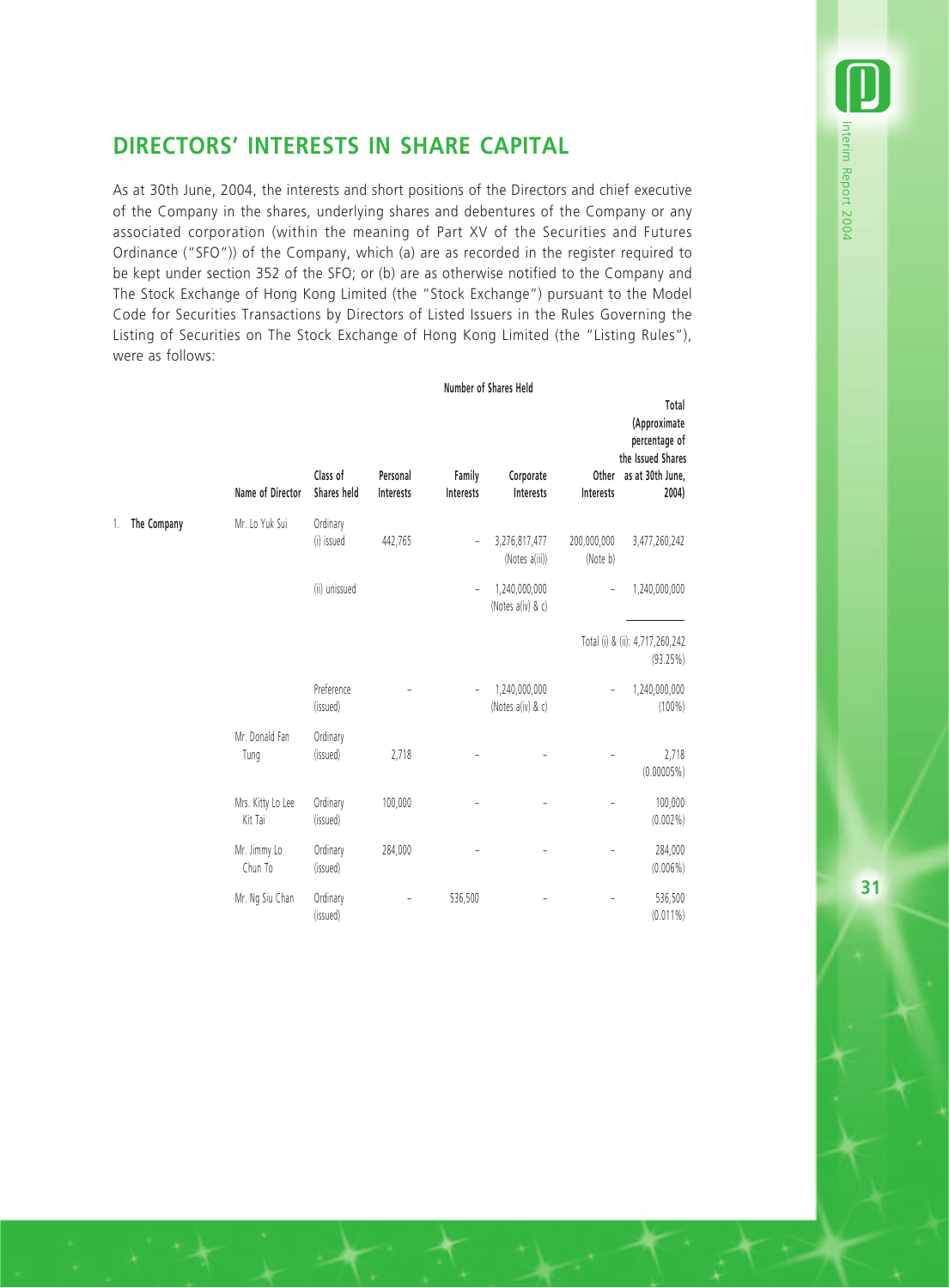## DIRECTORS' INTERESTS IN SHARE CAPITAL

As at 30th June, 2004, the interests and short positions of the Directors and chief executive of the Company in the shares, underlying shares and debentures of the Company or any associated corporation (within the meaning of Part XV of the Securities and Futures Ordinance ("SFO")) of the Company, which (a) are as recorded in the register required to be kept under section 352 of the SFO; or (b) are as otherwise notified to the Company and The Stock Exchange of Hong Kong Limited (the "Stock Exchange") pursuant to the Model Code for Securities Transactions by Directors of Listed Issuers in the Rules Governing the Listing of Securities on The Stock Exchange of Hong Kong Limited (the "Listing Rules"), were as follows:

| | Name of Director | Class of Shares held | Number of Shares Held | | | | |
|---|---|---|---|---|---|---|---|
| | | | Personal Interests | Family Interests | Corporate Interests | Other Interests | Total (Approximate percentage of the Issued Shares as at 30th June, 2004) |
| 1. **The Company** | Mr. Lo Yuk Sui | Ordinary (i) issued | 442,765 | – | 3,276,817,477 (Notes a(iii)) | 200,000,000 (Note b) | 3,477,260,242 |
| | | (ii) unissued | | – | 1,240,000,000 (Notes a(iv) & c) | – | 1,240,000,000 |
| | | | | | | | Total (i) & (ii): 4,717,260,242 (93.25%) |
| | | Preference (issued) | – | – | 1,240,000,000 (Notes a(iv) & c) | – | 1,240,000,000 (100%) |
| | Mr. Donald Fan Tung | Ordinary (issued) | 2,718 | – | – | – | 2,718 (0.00005%) |
| | Mrs. Kitty Lo Lee Kit Tai | Ordinary (issued) | 100,000 | – | – | – | 100,000 (0.002%) |
| | Mr. Jimmy Lo Chun To | Ordinary (issued) | 284,000 | – | – | – | 284,000 (0.006%) |
| | Mr. Ng Siu Chan | Ordinary (issued) | – | 536,500 | – | – | 536,500 (0.011%) |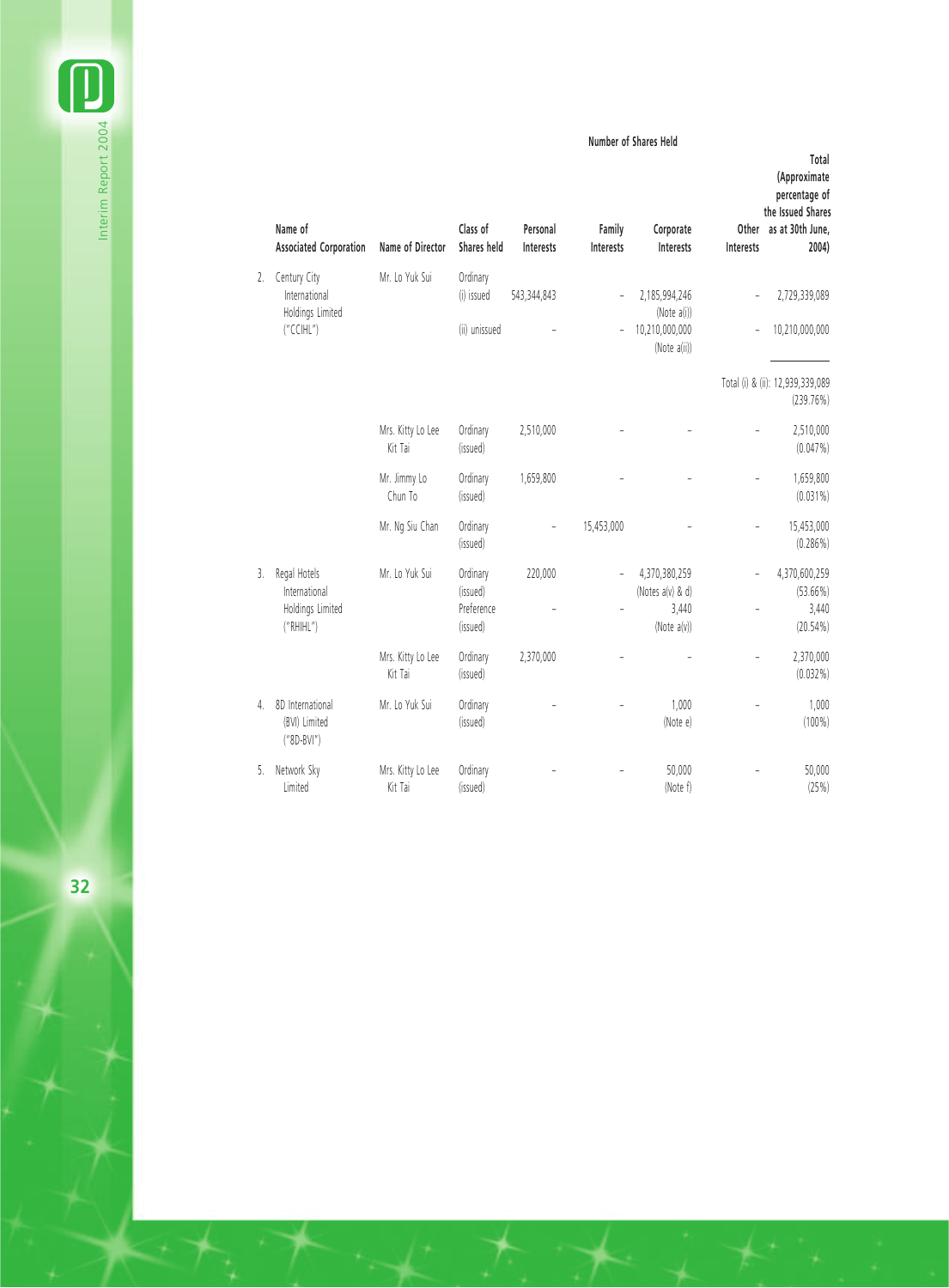| | Name of Associated Corporation | Name of Director | Class of Shares held | Number of Shares Held | | | | Total (Approximate percentage of the Issued Shares as at 30th June, 2004) |
|---|---|---|---|---|---|---|---|---|
| | | | | Personal Interests | Family Interests | Corporate Interests | Other Interests | |
| 2. | Century City International Holdings Limited ("CCIHL") | Mr. Lo Yuk Sui | Ordinary (i) issued | 543,344,843 | – | 2,185,994,246 (Note a(i)) | – | 2,729,339,089 |
| | | | (ii) unissued | – | – | 10,210,000,000 (Note a(ii)) | – | 10,210,000,000 |
| | | | | | | | | Total (i) & (ii): 12,939,339,089 (239.76%) |
| | | Mrs. Kitty Lo Lee Kit Tai | Ordinary (issued) | 2,510,000 | – | – | – | 2,510,000 (0.047%) |
| | | Mr. Jimmy Lo Chun To | Ordinary (issued) | 1,659,800 | – | – | – | 1,659,800 (0.031%) |
| | | Mr. Ng Siu Chan | Ordinary (issued) | – | 15,453,000 | – | – | 15,453,000 (0.286%) |
| 3. | Regal Hotels International Holdings Limited ("RHIHL") | Mr. Lo Yuk Sui | Ordinary (issued) | 220,000 | – | 4,370,380,259 (Notes a(v) & d) | – | 4,370,600,259 (53.66%) |
| | | | Preference (issued) | – | – | 3,440 (Note a(v)) | – | 3,440 (20.54%) |
| | | Mrs. Kitty Lo Lee Kit Tai | Ordinary (issued) | 2,370,000 | – | – | – | 2,370,000 (0.032%) |
| 4. | 8D International (BVI) Limited ("8D-BVI") | Mr. Lo Yuk Sui | Ordinary (issued) | – | – | 1,000 (Note e) | – | 1,000 (100%) |
| 5. | Network Sky Limited | Mrs. Kitty Lo Lee Kit Tai | Ordinary (issued) | – | – | 50,000 (Note f) | – | 50,000 (25%) |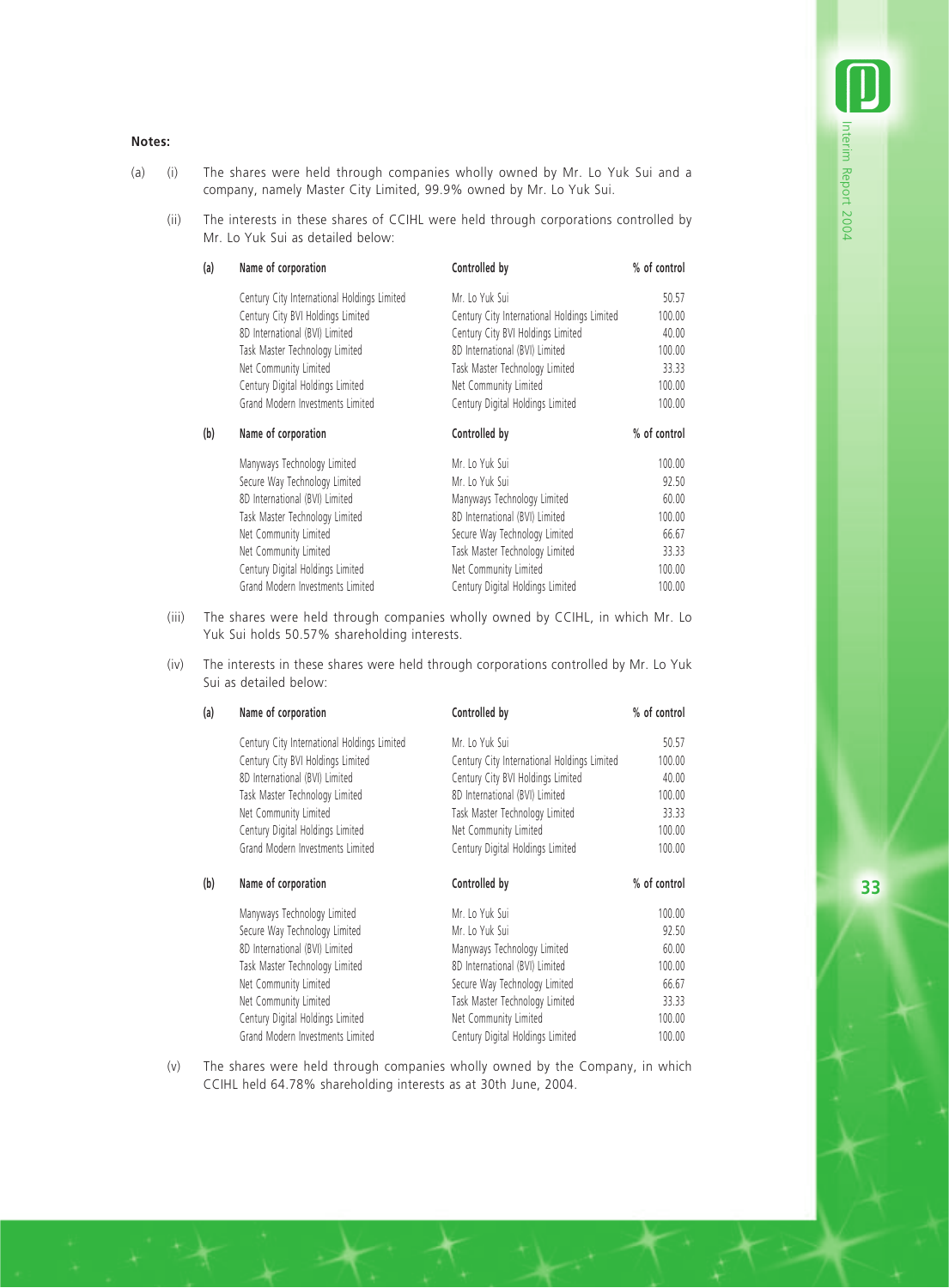**Notes:**

(a) (i) The shares were held through companies wholly owned by Mr. Lo Yuk Sui and a company, namely Master City Limited, 99.9% owned by Mr. Lo Yuk Sui.

(ii) The interests in these shares of CCIHL were held through corporations controlled by Mr. Lo Yuk Sui as detailed below:

(a)

| Name of corporation | Controlled by | % of control |
|---|---|---|
| Century City International Holdings Limited | Mr. Lo Yuk Sui | 50.57 |
| Century City BVI Holdings Limited | Century City International Holdings Limited | 100.00 |
| 8D International (BVI) Limited | Century City BVI Holdings Limited | 40.00 |
| Task Master Technology Limited | 8D International (BVI) Limited | 100.00 |
| Net Community Limited | Task Master Technology Limited | 33.33 |
| Century Digital Holdings Limited | Net Community Limited | 100.00 |
| Grand Modern Investments Limited | Century Digital Holdings Limited | 100.00 |

(b)

| Name of corporation | Controlled by | % of control |
|---|---|---|
| Manyways Technology Limited | Mr. Lo Yuk Sui | 100.00 |
| Secure Way Technology Limited | Mr. Lo Yuk Sui | 92.50 |
| 8D International (BVI) Limited | Manyways Technology Limited | 60.00 |
| Task Master Technology Limited | 8D International (BVI) Limited | 100.00 |
| Net Community Limited | Secure Way Technology Limited | 66.67 |
| Net Community Limited | Task Master Technology Limited | 33.33 |
| Century Digital Holdings Limited | Net Community Limited | 100.00 |
| Grand Modern Investments Limited | Century Digital Holdings Limited | 100.00 |

(iii) The shares were held through companies wholly owned by CCIHL, in which Mr. Lo Yuk Sui holds 50.57% shareholding interests.

(iv) The interests in these shares were held through corporations controlled by Mr. Lo Yuk Sui as detailed below:

(a)

| Name of corporation | Controlled by | % of control |
|---|---|---|
| Century City International Holdings Limited | Mr. Lo Yuk Sui | 50.57 |
| Century City BVI Holdings Limited | Century City International Holdings Limited | 100.00 |
| 8D International (BVI) Limited | Century City BVI Holdings Limited | 40.00 |
| Task Master Technology Limited | 8D International (BVI) Limited | 100.00 |
| Net Community Limited | Task Master Technology Limited | 33.33 |
| Century Digital Holdings Limited | Net Community Limited | 100.00 |
| Grand Modern Investments Limited | Century Digital Holdings Limited | 100.00 |

(b)

| Name of corporation | Controlled by | % of control |
|---|---|---|
| Manyways Technology Limited | Mr. Lo Yuk Sui | 100.00 |
| Secure Way Technology Limited | Mr. Lo Yuk Sui | 92.50 |
| 8D International (BVI) Limited | Manyways Technology Limited | 60.00 |
| Task Master Technology Limited | 8D International (BVI) Limited | 100.00 |
| Net Community Limited | Secure Way Technology Limited | 66.67 |
| Net Community Limited | Task Master Technology Limited | 33.33 |
| Century Digital Holdings Limited | Net Community Limited | 100.00 |
| Grand Modern Investments Limited | Century Digital Holdings Limited | 100.00 |

(v) The shares were held through companies wholly owned by the Company, in which CCIHL held 64.78% shareholding interests as at 30th June, 2004.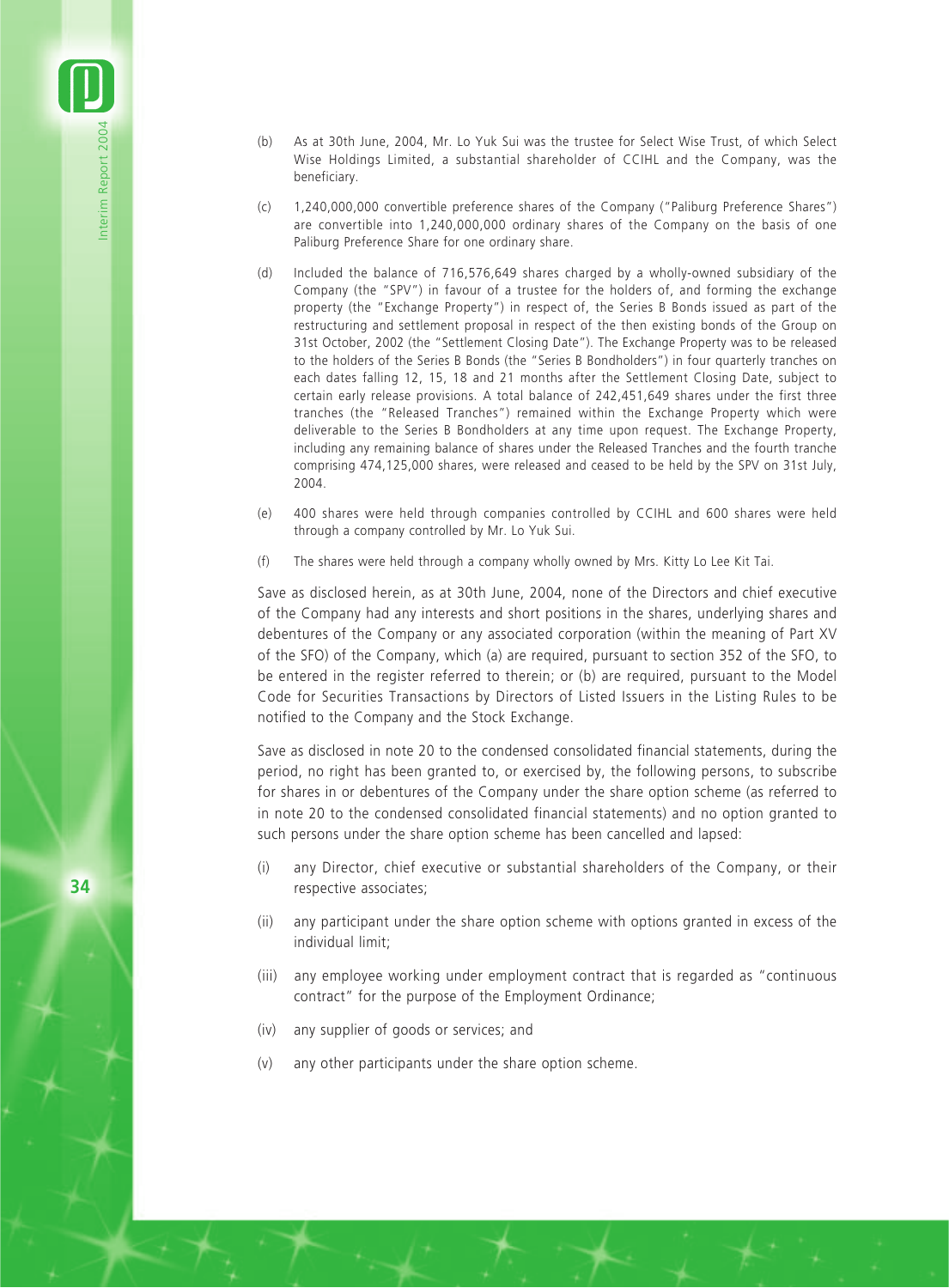(b) As at 30th June, 2004, Mr. Lo Yuk Sui was the trustee for Select Wise Trust, of which Select Wise Holdings Limited, a substantial shareholder of CCIHL and the Company, was the beneficiary.

(c) 1,240,000,000 convertible preference shares of the Company ("Paliburg Preference Shares") are convertible into 1,240,000,000 ordinary shares of the Company on the basis of one Paliburg Preference Share for one ordinary share.

(d) Included the balance of 716,576,649 shares charged by a wholly-owned subsidiary of the Company (the "SPV") in favour of a trustee for the holders of, and forming the exchange property (the "Exchange Property") in respect of, the Series B Bonds issued as part of the restructuring and settlement proposal in respect of the then existing bonds of the Group on 31st October, 2002 (the "Settlement Closing Date"). The Exchange Property was to be released to the holders of the Series B Bonds (the "Series B Bondholders") in four quarterly tranches on each dates falling 12, 15, 18 and 21 months after the Settlement Closing Date, subject to certain early release provisions. A total balance of 242,451,649 shares under the first three tranches (the "Released Tranches") remained within the Exchange Property which were deliverable to the Series B Bondholders at any time upon request. The Exchange Property, including any remaining balance of shares under the Released Tranches and the fourth tranche comprising 474,125,000 shares, were released and ceased to be held by the SPV on 31st July, 2004.

(e) 400 shares were held through companies controlled by CCIHL and 600 shares were held through a company controlled by Mr. Lo Yuk Sui.

(f) The shares were held through a company wholly owned by Mrs. Kitty Lo Lee Kit Tai.

Save as disclosed herein, as at 30th June, 2004, none of the Directors and chief executive of the Company had any interests and short positions in the shares, underlying shares and debentures of the Company or any associated corporation (within the meaning of Part XV of the SFO) of the Company, which (a) are required, pursuant to section 352 of the SFO, to be entered in the register referred to therein; or (b) are required, pursuant to the Model Code for Securities Transactions by Directors of Listed Issuers in the Listing Rules to be notified to the Company and the Stock Exchange.

Save as disclosed in note 20 to the condensed consolidated financial statements, during the period, no right has been granted to, or exercised by, the following persons, to subscribe for shares in or debentures of the Company under the share option scheme (as referred to in note 20 to the condensed consolidated financial statements) and no option granted to such persons under the share option scheme has been cancelled and lapsed:

(i) any Director, chief executive or substantial shareholders of the Company, or their respective associates;

(ii) any participant under the share option scheme with options granted in excess of the individual limit;

(iii) any employee working under employment contract that is regarded as "continuous contract" for the purpose of the Employment Ordinance;

(iv) any supplier of goods or services; and

(v) any other participants under the share option scheme.